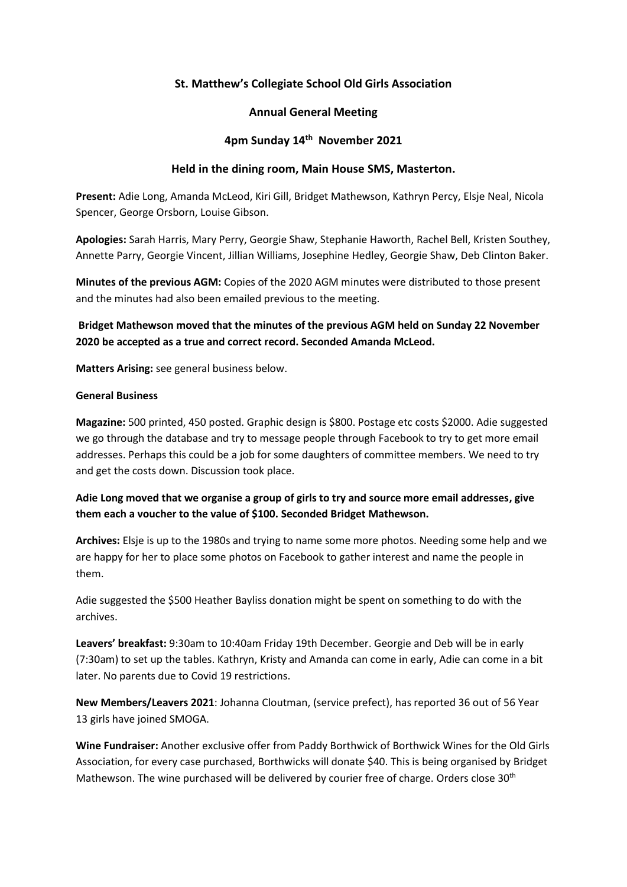**St. Matthew's Collegiate School Old Girls Association**

**Annual General Meeting**

**4pm Sunday 14th November 2021**

**Held in the dining room, Main House SMS, Masterton.**

**Present:** Adie Long, Amanda McLeod, Kiri Gill, Bridget Mathewson, Kathryn Percy, Elsje Neal, Nicola Spencer, George Orsborn, Louise Gibson.

**Apologies:** Sarah Harris, Mary Perry, Georgie Shaw, Stephanie Haworth, Rachel Bell, Kristen Southey, Annette Parry, Georgie Vincent, Jillian Williams, Josephine Hedley, Georgie Shaw, Deb Clinton Baker.

**Minutes of the previous AGM:** Copies of the 2020 AGM minutes were distributed to those present and the minutes had also been emailed previous to the meeting.

**Bridget Mathewson moved that the minutes of the previous AGM held on Sunday 22 November 2020 be accepted as a true and correct record. Seconded Amanda McLeod.**

**Matters Arising:** see general business below.

**General Business**

**Magazine:** 500 printed, 450 posted. Graphic design is $800. Postage etc costs $2000. Adie suggested we go through the database and try to message people through Facebook to try to get more email addresses. Perhaps this could be a job for some daughters of committee members. We need to try and get the costs down. Discussion took place.

**Adie Long moved that we organise a group of girls to try and source more email addresses, give them each a voucher to the value of $100. Seconded Bridget Mathewson.**

**Archives:** Elsje is up to the 1980s and trying to name some more photos. Needing some help and we are happy for her to place some photos on Facebook to gather interest and name the people in them.

Adie suggested the $500 Heather Bayliss donation might be spent on something to do with the archives.

**Leavers' breakfast:** 9:30am to 10:40am Friday 19th December. Georgie and Deb will be in early (7:30am) to set up the tables. Kathryn, Kristy and Amanda can come in early, Adie can come in a bit later. No parents due to Covid 19 restrictions.

**New Members/Leavers 2021**: Johanna Cloutman, (service prefect), has reported 36 out of 56 Year 13 girls have joined SMOGA.

**Wine Fundraiser:** Another exclusive offer from Paddy Borthwick of Borthwick Wines for the Old Girls Association, for every case purchased, Borthwicks will donate $40. This is being organised by Bridget Mathewson. The wine purchased will be delivered by courier free of charge. Orders close 30th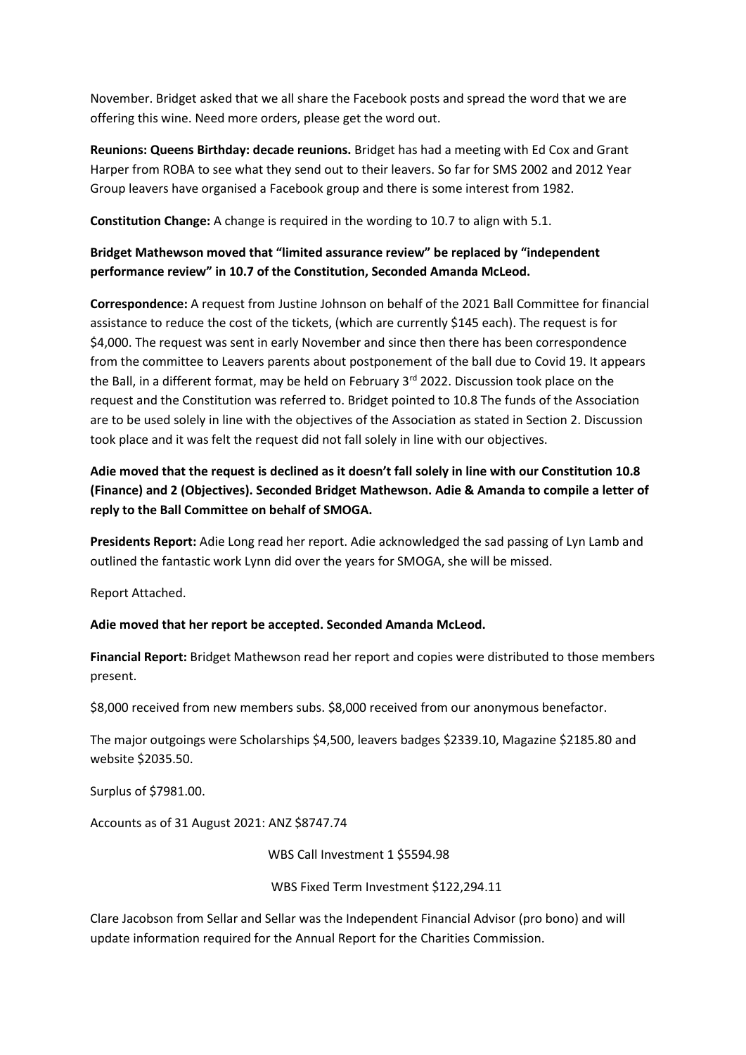November. Bridget asked that we all share the Facebook posts and spread the word that we are offering this wine. Need more orders, please get the word out.

**Reunions: Queens Birthday: decade reunions.** Bridget has had a meeting with Ed Cox and Grant Harper from ROBA to see what they send out to their leavers. So far for SMS 2002 and 2012 Year Group leavers have organised a Facebook group and there is some interest from 1982.

**Constitution Change:** A change is required in the wording to 10.7 to align with 5.1.

**Bridget Mathewson moved that "limited assurance review" be replaced by "independent performance review" in 10.7 of the Constitution, Seconded Amanda McLeod.**

**Correspondence:** A request from Justine Johnson on behalf of the 2021 Ball Committee for financial assistance to reduce the cost of the tickets, (which are currently $145 each). The request is for $4,000. The request was sent in early November and since then there has been correspondence from the committee to Leavers parents about postponement of the ball due to Covid 19. It appears the Ball, in a different format, may be held on February 3rd 2022. Discussion took place on the request and the Constitution was referred to. Bridget pointed to 10.8 The funds of the Association are to be used solely in line with the objectives of the Association as stated in Section 2. Discussion took place and it was felt the request did not fall solely in line with our objectives.

**Adie moved that the request is declined as it doesn't fall solely in line with our Constitution 10.8 (Finance) and 2 (Objectives). Seconded Bridget Mathewson. Adie & Amanda to compile a letter of reply to the Ball Committee on behalf of SMOGA.**

**Presidents Report:** Adie Long read her report. Adie acknowledged the sad passing of Lyn Lamb and outlined the fantastic work Lynn did over the years for SMOGA, she will be missed.

Report Attached.

**Adie moved that her report be accepted. Seconded Amanda McLeod.**

**Financial Report:** Bridget Mathewson read her report and copies were distributed to those members present.

$8,000 received from new members subs. $8,000 received from our anonymous benefactor.

The major outgoings were Scholarships $4,500, leavers badges $2339.10, Magazine $2185.80 and website $2035.50.

Surplus of $7981.00.

Accounts as of 31 August 2021: ANZ $8747.74

WBS Call Investment 1 $5594.98

WBS Fixed Term Investment $122,294.11

Clare Jacobson from Sellar and Sellar was the Independent Financial Advisor (pro bono) and will update information required for the Annual Report for the Charities Commission.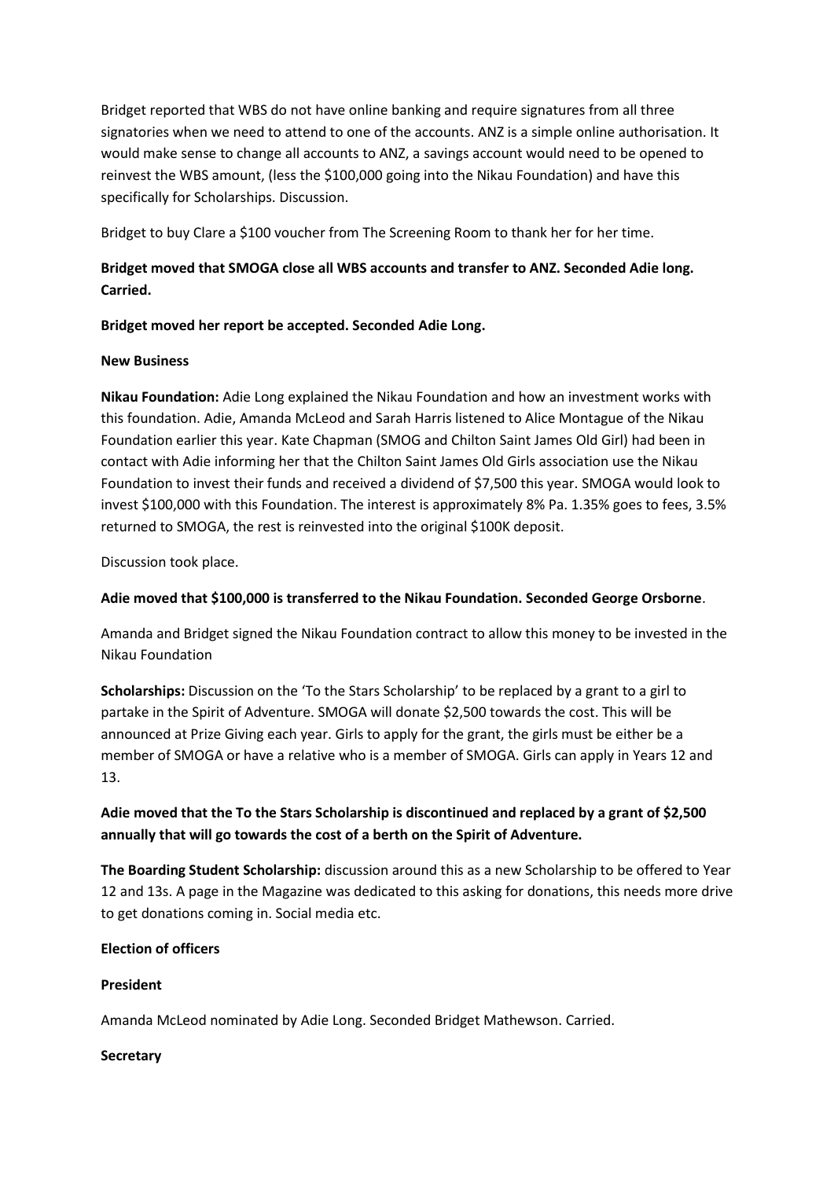Bridget reported that WBS do not have online banking and require signatures from all three signatories when we need to attend to one of the accounts. ANZ is a simple online authorisation. It would make sense to change all accounts to ANZ, a savings account would need to be opened to reinvest the WBS amount, (less the $100,000 going into the Nikau Foundation) and have this specifically for Scholarships. Discussion.

Bridget to buy Clare a $100 voucher from The Screening Room to thank her for her time.

**Bridget moved that SMOGA close all WBS accounts and transfer to ANZ. Seconded Adie long. Carried.**

**Bridget moved her report be accepted. Seconded Adie Long.**

**New Business**

**Nikau Foundation:** Adie Long explained the Nikau Foundation and how an investment works with this foundation. Adie, Amanda McLeod and Sarah Harris listened to Alice Montague of the Nikau Foundation earlier this year. Kate Chapman (SMOG and Chilton Saint James Old Girl) had been in contact with Adie informing her that the Chilton Saint James Old Girls association use the Nikau Foundation to invest their funds and received a dividend of $7,500 this year. SMOGA would look to invest $100,000 with this Foundation. The interest is approximately 8% Pa. 1.35% goes to fees, 3.5% returned to SMOGA, the rest is reinvested into the original $100K deposit.

Discussion took place.

**Adie moved that $100,000 is transferred to the Nikau Foundation. Seconded George Orsborne**.

Amanda and Bridget signed the Nikau Foundation contract to allow this money to be invested in the Nikau Foundation

**Scholarships:** Discussion on the 'To the Stars Scholarship' to be replaced by a grant to a girl to partake in the Spirit of Adventure. SMOGA will donate $2,500 towards the cost. This will be announced at Prize Giving each year. Girls to apply for the grant, the girls must be either be a member of SMOGA or have a relative who is a member of SMOGA. Girls can apply in Years 12 and 13.

**Adie moved that the To the Stars Scholarship is discontinued and replaced by a grant of $2,500 annually that will go towards the cost of a berth on the Spirit of Adventure.**

**The Boarding Student Scholarship:** discussion around this as a new Scholarship to be offered to Year 12 and 13s. A page in the Magazine was dedicated to this asking for donations, this needs more drive to get donations coming in. Social media etc.

**Election of officers**

**President**

Amanda McLeod nominated by Adie Long. Seconded Bridget Mathewson. Carried.

**Secretary**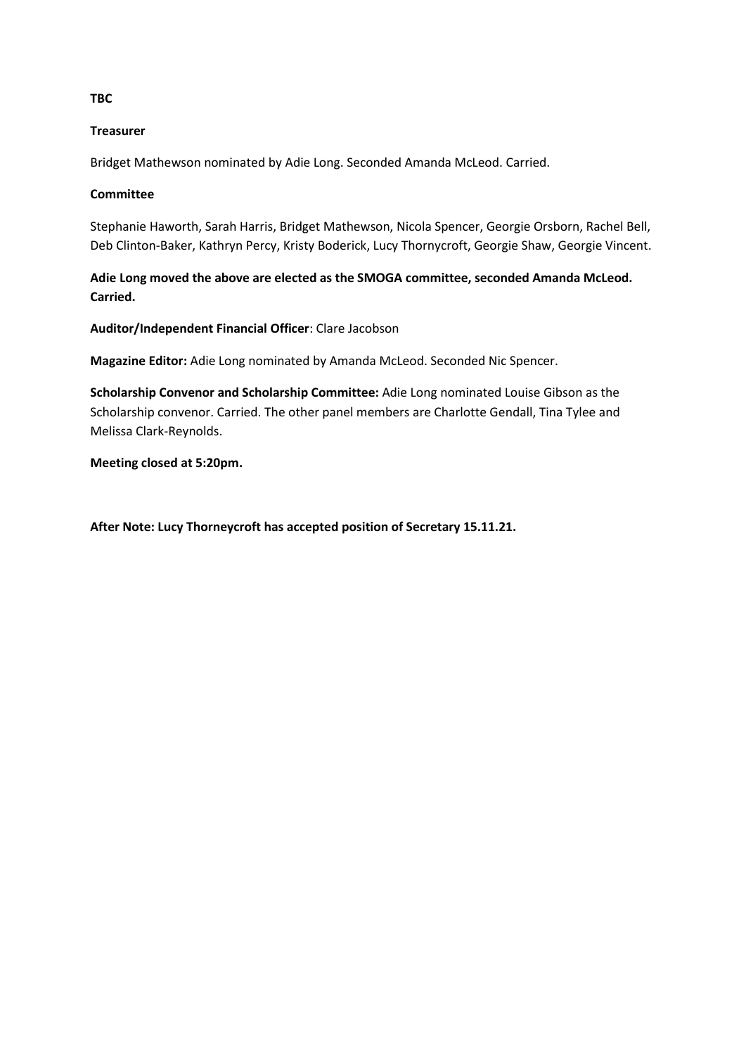**TBC**

**Treasurer**

Bridget Mathewson nominated by Adie Long. Seconded Amanda McLeod. Carried.

**Committee**

Stephanie Haworth, Sarah Harris, Bridget Mathewson, Nicola Spencer, Georgie Orsborn, Rachel Bell, Deb Clinton-Baker, Kathryn Percy, Kristy Boderick, Lucy Thornycroft, Georgie Shaw, Georgie Vincent.

**Adie Long moved the above are elected as the SMOGA committee, seconded Amanda McLeod. Carried.**

**Auditor/Independent Financial Officer**: Clare Jacobson

**Magazine Editor:** Adie Long nominated by Amanda McLeod. Seconded Nic Spencer.

**Scholarship Convenor and Scholarship Committee:** Adie Long nominated Louise Gibson as the Scholarship convenor. Carried. The other panel members are Charlotte Gendall, Tina Tylee and Melissa Clark-Reynolds.

**Meeting closed at 5:20pm.**

**After Note: Lucy Thorneycroft has accepted position of Secretary 15.11.21.**